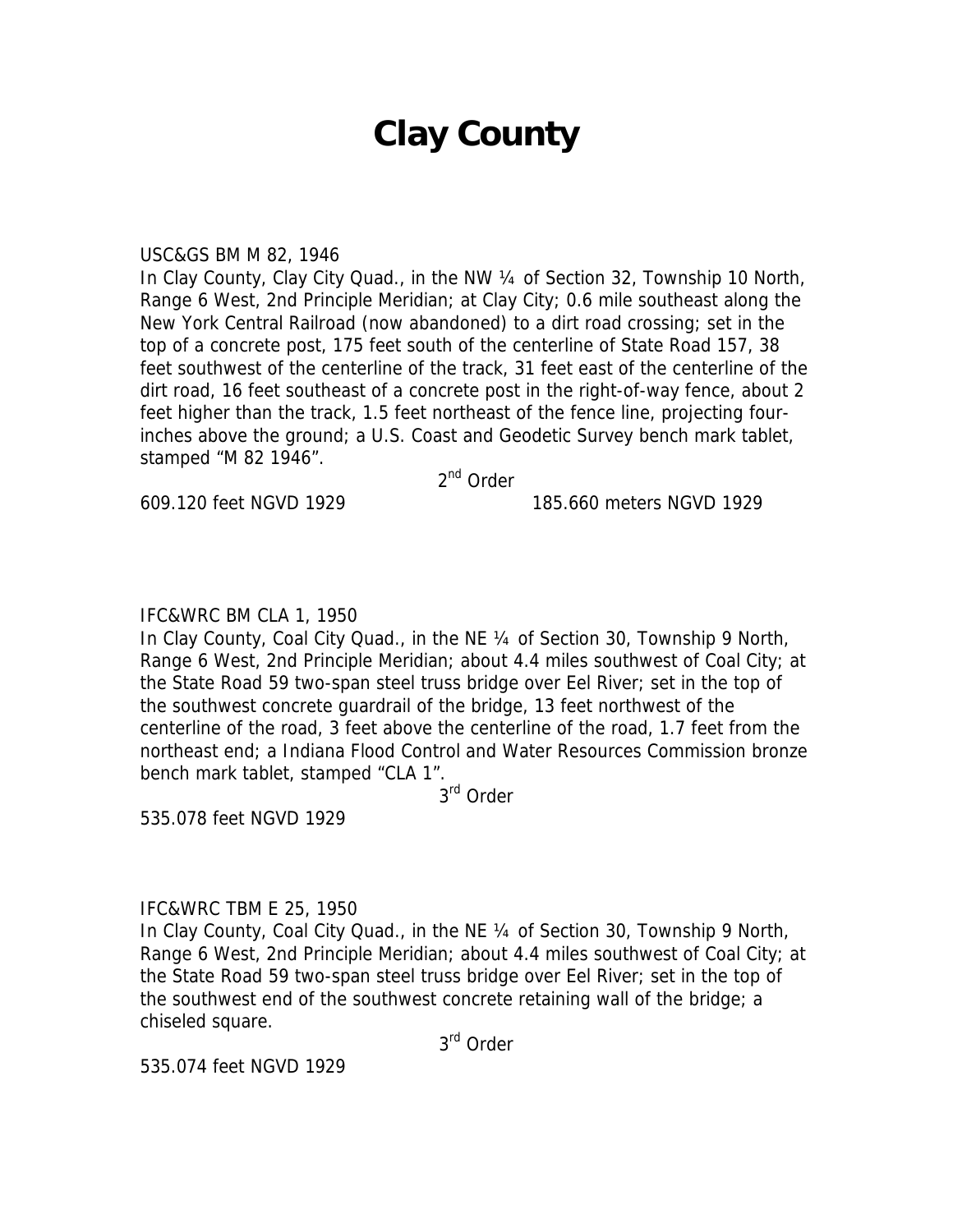# Clay County

USC&GS BM M 82, 1946

In Clay County, Clay City Quad., in the NW ¼ of Section 32, Township 10 North, Range 6 West, 2nd Principle Meridian; at Clay City; 0.6 mile southeast along the New York Central Railroad (now abandoned) to a dirt road crossing; set in the top of a concrete post, 175 feet south of the centerline of State Road 157, 38 feet southwest of the centerline of the track, 31 feet east of the centerline of the dirt road, 16 feet southeast of a concrete post in the right-of-way fence, about 2 feet higher than the track, 1.5 feet northeast of the fence line, projecting four-inches above the ground; a U.S. Coast and Geodetic Survey bench mark tablet, stamped "M 82 1946".

2nd Order

609.120 feet NGVD 1929 185.660 meters NGVD 1929

IFC&WRC BM CLA 1, 1950

In Clay County, Coal City Quad., in the NE ¼ of Section 30, Township 9 North, Range 6 West, 2nd Principle Meridian; about 4.4 miles southwest of Coal City; at the State Road 59 two-span steel truss bridge over Eel River; set in the top of the southwest concrete guardrail of the bridge, 13 feet northwest of the centerline of the road, 3 feet above the centerline of the road, 1.7 feet from the northeast end; a Indiana Flood Control and Water Resources Commission bronze bench mark tablet, stamped "CLA 1".

3rd Order

535.078 feet NGVD 1929

IFC&WRC TBM E 25, 1950

In Clay County, Coal City Quad., in the NE ¼ of Section 30, Township 9 North, Range 6 West, 2nd Principle Meridian; about 4.4 miles southwest of Coal City; at the State Road 59 two-span steel truss bridge over Eel River; set in the top of the southwest end of the southwest concrete retaining wall of the bridge; a chiseled square.

3rd Order

535.074 feet NGVD 1929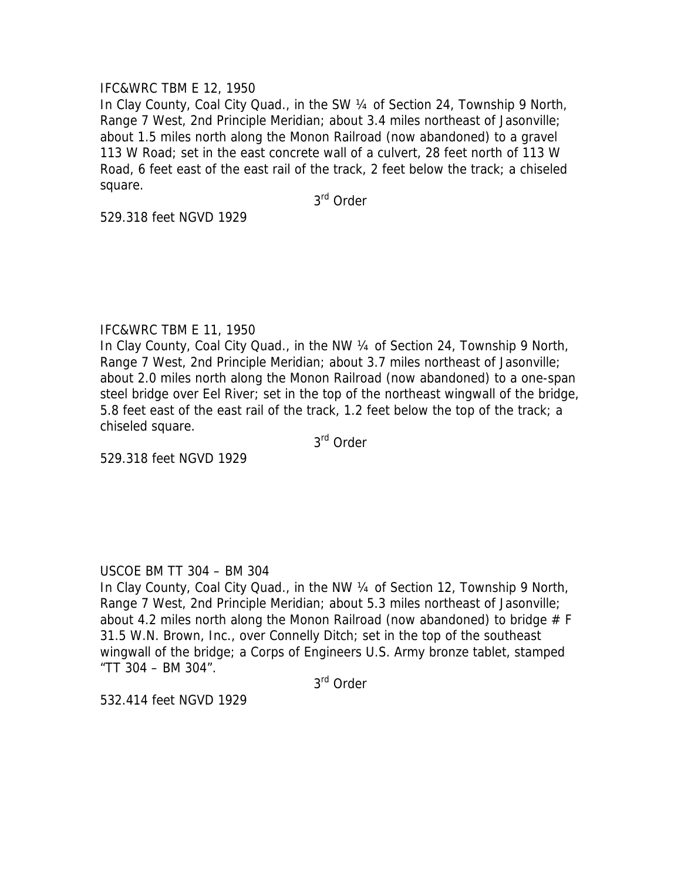IFC&WRC TBM E 12, 1950

In Clay County, Coal City Quad., in the SW ¼ of Section 24, Township 9 North, Range 7 West, 2nd Principle Meridian; about 3.4 miles northeast of Jasonville; about 1.5 miles north along the Monon Railroad (now abandoned) to a gravel 113 W Road; set in the east concrete wall of a culvert, 28 feet north of 113 W Road, 6 feet east of the east rail of the track, 2 feet below the track; a chiseled square.

3rd Order

529.318 feet NGVD 1929

IFC&WRC TBM E 11, 1950

In Clay County, Coal City Quad., in the NW ¼ of Section 24, Township 9 North, Range 7 West, 2nd Principle Meridian; about 3.7 miles northeast of Jasonville; about 2.0 miles north along the Monon Railroad (now abandoned) to a one-span steel bridge over Eel River; set in the top of the northeast wingwall of the bridge, 5.8 feet east of the east rail of the track, 1.2 feet below the top of the track; a chiseled square.

3rd Order

529.318 feet NGVD 1929

USCOE BM TT 304 – BM 304

In Clay County, Coal City Quad., in the NW ¼ of Section 12, Township 9 North, Range 7 West, 2nd Principle Meridian; about 5.3 miles northeast of Jasonville; about 4.2 miles north along the Monon Railroad (now abandoned) to bridge # F 31.5 W.N. Brown, Inc., over Connelly Ditch; set in the top of the southeast wingwall of the bridge; a Corps of Engineers U.S. Army bronze tablet, stamped "TT 304 – BM 304".

3rd Order

532.414 feet NGVD 1929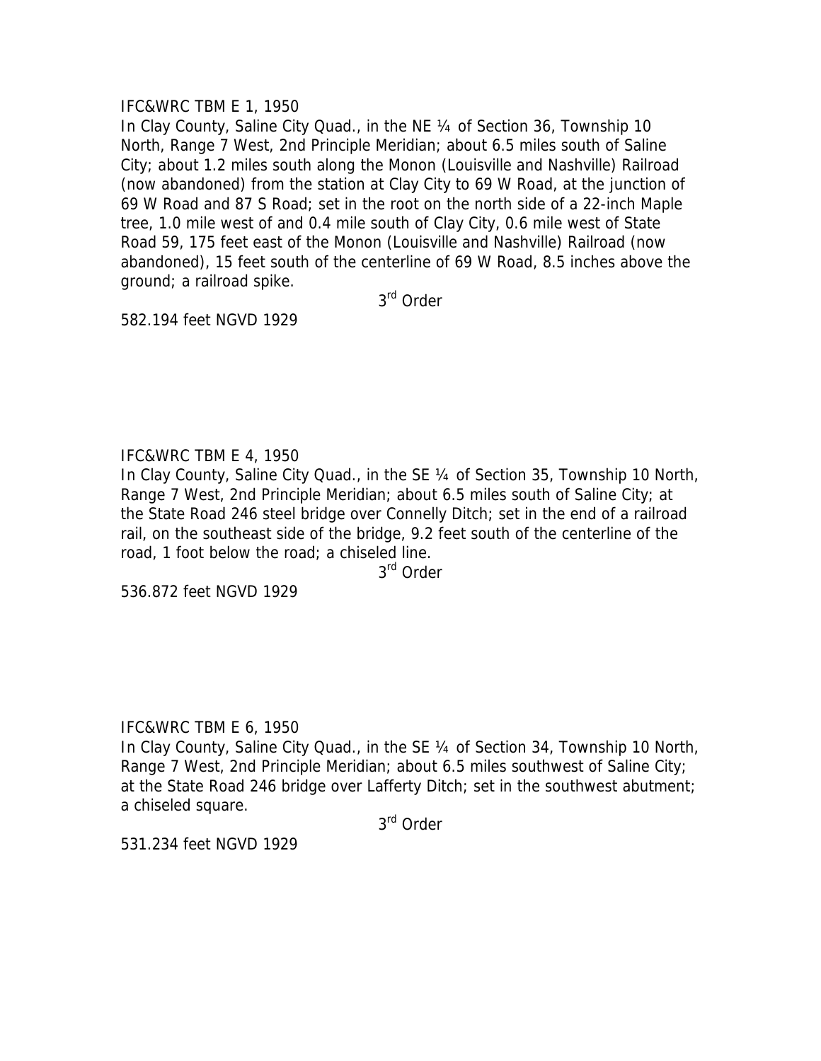IFC&WRC TBM E 1, 1950

In Clay County, Saline City Quad., in the NE ¼ of Section 36, Township 10 North, Range 7 West, 2nd Principle Meridian; about 6.5 miles south of Saline City; about 1.2 miles south along the Monon (Louisville and Nashville) Railroad (now abandoned) from the station at Clay City to 69 W Road, at the junction of 69 W Road and 87 S Road; set in the root on the north side of a 22-inch Maple tree, 1.0 mile west of and 0.4 mile south of Clay City, 0.6 mile west of State Road 59, 175 feet east of the Monon (Louisville and Nashville) Railroad (now abandoned), 15 feet south of the centerline of 69 W Road, 8.5 inches above the ground; a railroad spike.

3rd Order

582.194 feet NGVD 1929

IFC&WRC TBM E 4, 1950

In Clay County, Saline City Quad., in the SE ¼ of Section 35, Township 10 North, Range 7 West, 2nd Principle Meridian; about 6.5 miles south of Saline City; at the State Road 246 steel bridge over Connelly Ditch; set in the end of a railroad rail, on the southeast side of the bridge, 9.2 feet south of the centerline of the road, 1 foot below the road; a chiseled line.

3rd Order

536.872 feet NGVD 1929

IFC&WRC TBM E 6, 1950

In Clay County, Saline City Quad., in the SE ¼ of Section 34, Township 10 North, Range 7 West, 2nd Principle Meridian; about 6.5 miles southwest of Saline City; at the State Road 246 bridge over Lafferty Ditch; set in the southwest abutment; a chiseled square.

3rd Order

531.234 feet NGVD 1929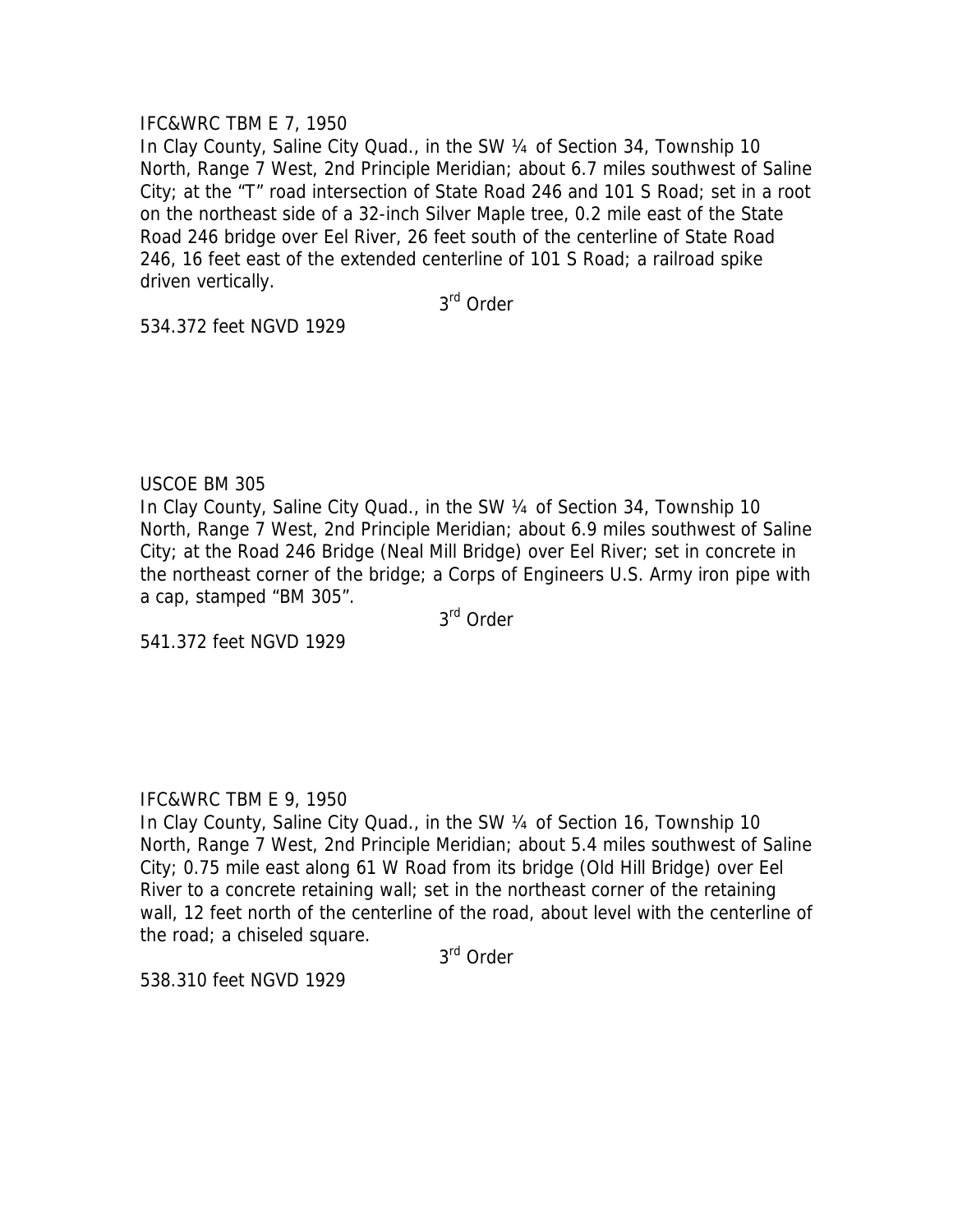IFC&WRC TBM E 7, 1950

In Clay County, Saline City Quad., in the SW ¼ of Section 34, Township 10 North, Range 7 West, 2nd Principle Meridian; about 6.7 miles southwest of Saline City; at the "T" road intersection of State Road 246 and 101 S Road; set in a root on the northeast side of a 32-inch Silver Maple tree, 0.2 mile east of the State Road 246 bridge over Eel River, 26 feet south of the centerline of State Road 246, 16 feet east of the extended centerline of 101 S Road; a railroad spike driven vertically.

3rd Order

534.372 feet NGVD 1929

USCOE BM 305

In Clay County, Saline City Quad., in the SW ¼ of Section 34, Township 10 North, Range 7 West, 2nd Principle Meridian; about 6.9 miles southwest of Saline City; at the Road 246 Bridge (Neal Mill Bridge) over Eel River; set in concrete in the northeast corner of the bridge; a Corps of Engineers U.S. Army iron pipe with a cap, stamped "BM 305".

3rd Order

541.372 feet NGVD 1929

IFC&WRC TBM E 9, 1950

In Clay County, Saline City Quad., in the SW ¼ of Section 16, Township 10 North, Range 7 West, 2nd Principle Meridian; about 5.4 miles southwest of Saline City; 0.75 mile east along 61 W Road from its bridge (Old Hill Bridge) over Eel River to a concrete retaining wall; set in the northeast corner of the retaining wall, 12 feet north of the centerline of the road, about level with the centerline of the road; a chiseled square.

3rd Order

538.310 feet NGVD 1929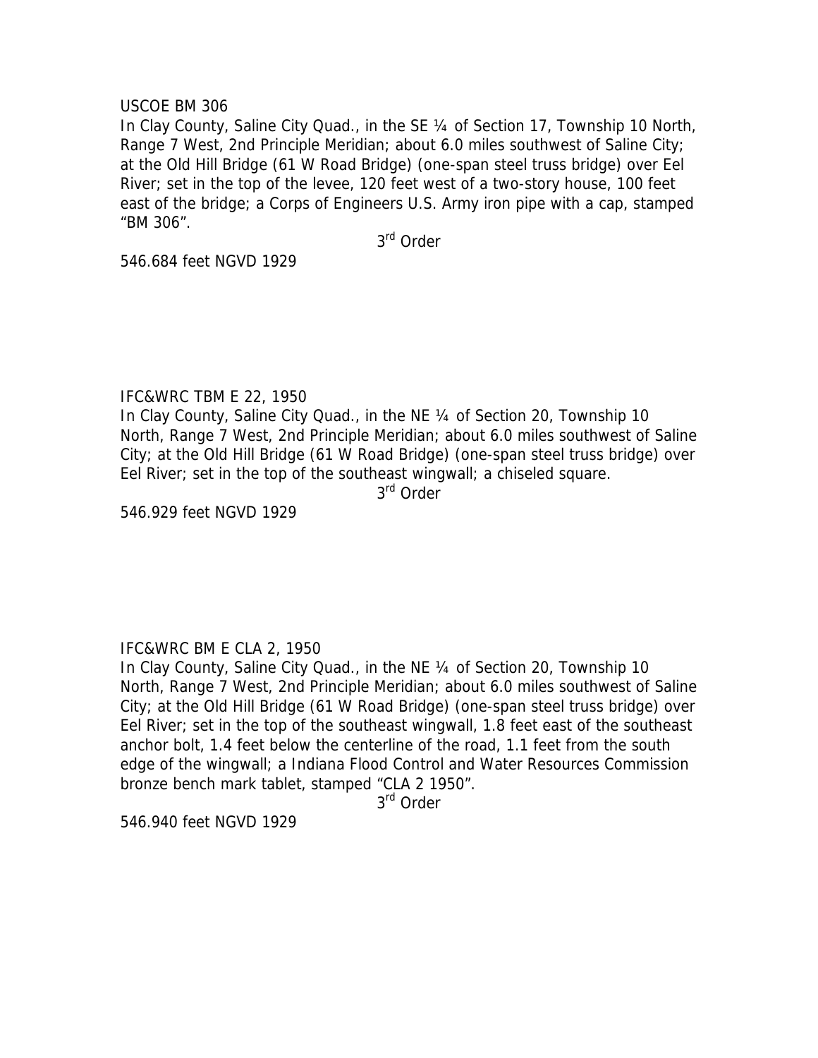USCOE BM 306

In Clay County, Saline City Quad., in the SE ¼ of Section 17, Township 10 North, Range 7 West, 2nd Principle Meridian; about 6.0 miles southwest of Saline City; at the Old Hill Bridge (61 W Road Bridge) (one-span steel truss bridge) over Eel River; set in the top of the levee, 120 feet west of a two-story house, 100 feet east of the bridge; a Corps of Engineers U.S. Army iron pipe with a cap, stamped "BM 306".

3rd Order

546.684 feet NGVD 1929

IFC&WRC TBM E 22, 1950

In Clay County, Saline City Quad., in the NE ¼ of Section 20, Township 10 North, Range 7 West, 2nd Principle Meridian; about 6.0 miles southwest of Saline City; at the Old Hill Bridge (61 W Road Bridge) (one-span steel truss bridge) over Eel River; set in the top of the southeast wingwall; a chiseled square.

3rd Order

546.929 feet NGVD 1929

IFC&WRC BM E CLA 2, 1950

In Clay County, Saline City Quad., in the NE ¼ of Section 20, Township 10 North, Range 7 West, 2nd Principle Meridian; about 6.0 miles southwest of Saline City; at the Old Hill Bridge (61 W Road Bridge) (one-span steel truss bridge) over Eel River; set in the top of the southeast wingwall, 1.8 feet east of the southeast anchor bolt, 1.4 feet below the centerline of the road, 1.1 feet from the south edge of the wingwall; a Indiana Flood Control and Water Resources Commission bronze bench mark tablet, stamped "CLA 2 1950".

3rd Order

546.940 feet NGVD 1929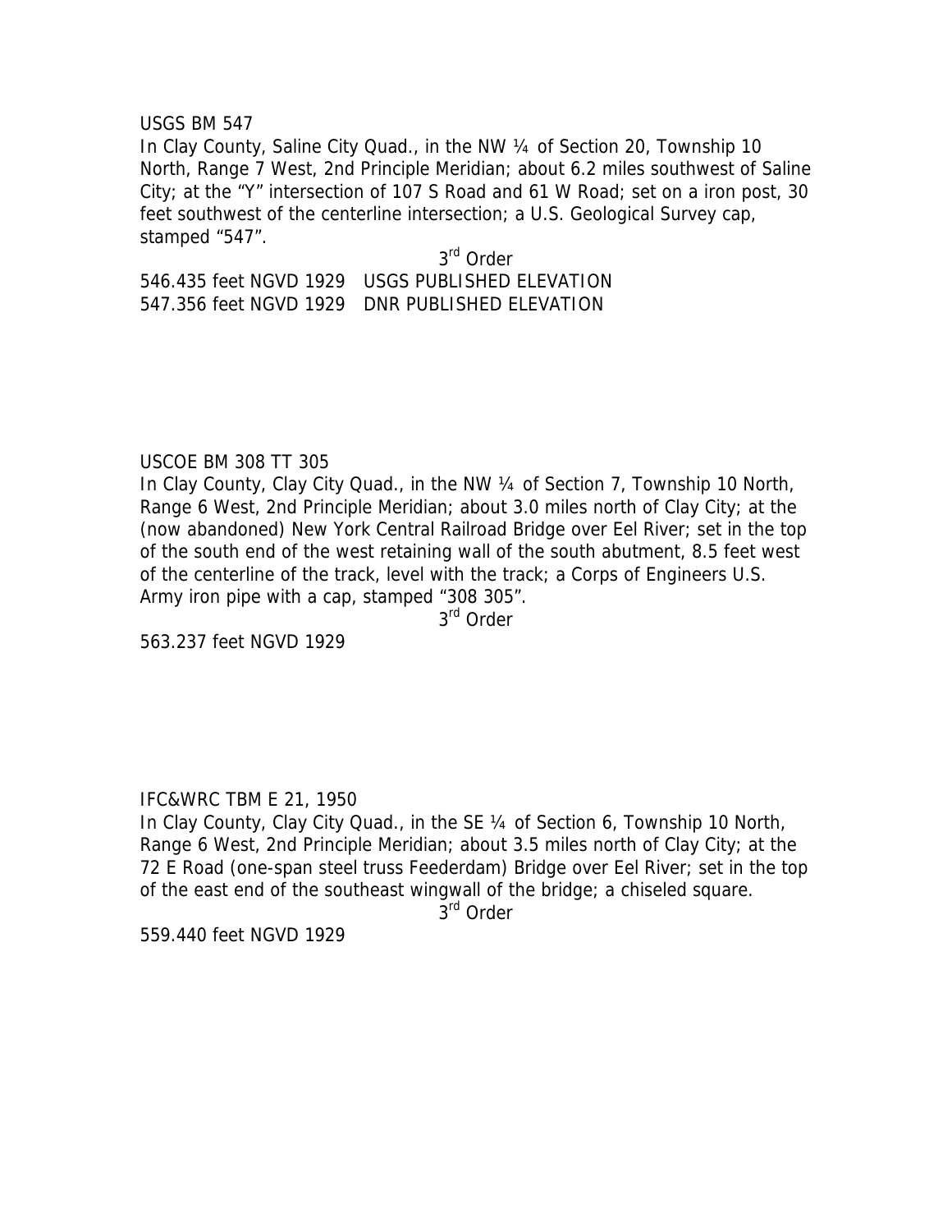USGS BM 547

In Clay County, Saline City Quad., in the NW ¼ of Section 20, Township 10 North, Range 7 West, 2nd Principle Meridian; about 6.2 miles southwest of Saline City; at the “Y” intersection of 107 S Road and 61 W Road; set on a iron post, 30 feet southwest of the centerline intersection; a U.S. Geological Survey cap, stamped “547”.

3rd Order

546.435 feet NGVD 1929 USGS PUBLISHED ELEVATION

547.356 feet NGVD 1929 DNR PUBLISHED ELEVATION

USCOE BM 308 TT 305

In Clay County, Clay City Quad., in the NW ¼ of Section 7, Township 10 North, Range 6 West, 2nd Principle Meridian; about 3.0 miles north of Clay City; at the (now abandoned) New York Central Railroad Bridge over Eel River; set in the top of the south end of the west retaining wall of the south abutment, 8.5 feet west of the centerline of the track, level with the track; a Corps of Engineers U.S. Army iron pipe with a cap, stamped “308 305”.

3rd Order

563.237 feet NGVD 1929

IFC&WRC TBM E 21, 1950

In Clay County, Clay City Quad., in the SE ¼ of Section 6, Township 10 North, Range 6 West, 2nd Principle Meridian; about 3.5 miles north of Clay City; at the 72 E Road (one-span steel truss Feederdam) Bridge over Eel River; set in the top of the east end of the southeast wingwall of the bridge; a chiseled square.

3rd Order

559.440 feet NGVD 1929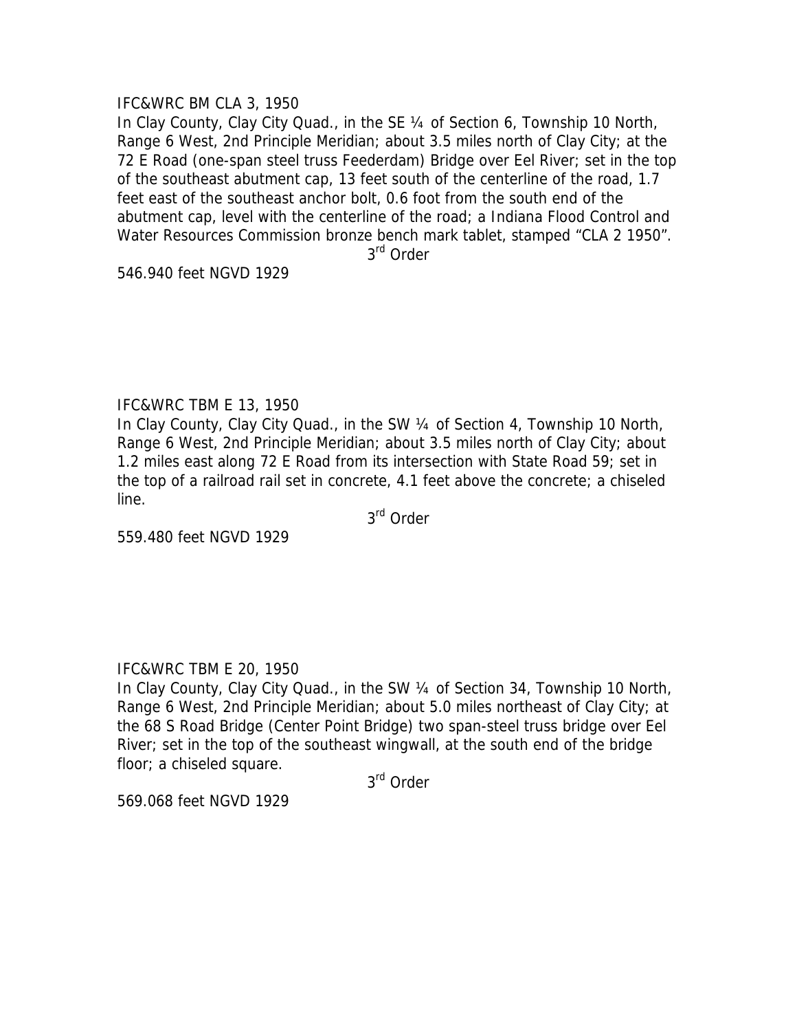IFC&WRC BM CLA 3, 1950

In Clay County, Clay City Quad., in the SE ¼ of Section 6, Township 10 North, Range 6 West, 2nd Principle Meridian; about 3.5 miles north of Clay City; at the 72 E Road (one-span steel truss Feederdam) Bridge over Eel River; set in the top of the southeast abutment cap, 13 feet south of the centerline of the road, 1.7 feet east of the southeast anchor bolt, 0.6 foot from the south end of the abutment cap, level with the centerline of the road; a Indiana Flood Control and Water Resources Commission bronze bench mark tablet, stamped "CLA 2 1950".

3rd Order

546.940 feet NGVD 1929

IFC&WRC TBM E 13, 1950

In Clay County, Clay City Quad., in the SW ¼ of Section 4, Township 10 North, Range 6 West, 2nd Principle Meridian; about 3.5 miles north of Clay City; about 1.2 miles east along 72 E Road from its intersection with State Road 59; set in the top of a railroad rail set in concrete, 4.1 feet above the concrete; a chiseled line.

3rd Order

559.480 feet NGVD 1929

IFC&WRC TBM E 20, 1950

In Clay County, Clay City Quad., in the SW ¼ of Section 34, Township 10 North, Range 6 West, 2nd Principle Meridian; about 5.0 miles northeast of Clay City; at the 68 S Road Bridge (Center Point Bridge) two span-steel truss bridge over Eel River; set in the top of the southeast wingwall, at the south end of the bridge floor; a chiseled square.

3rd Order

569.068 feet NGVD 1929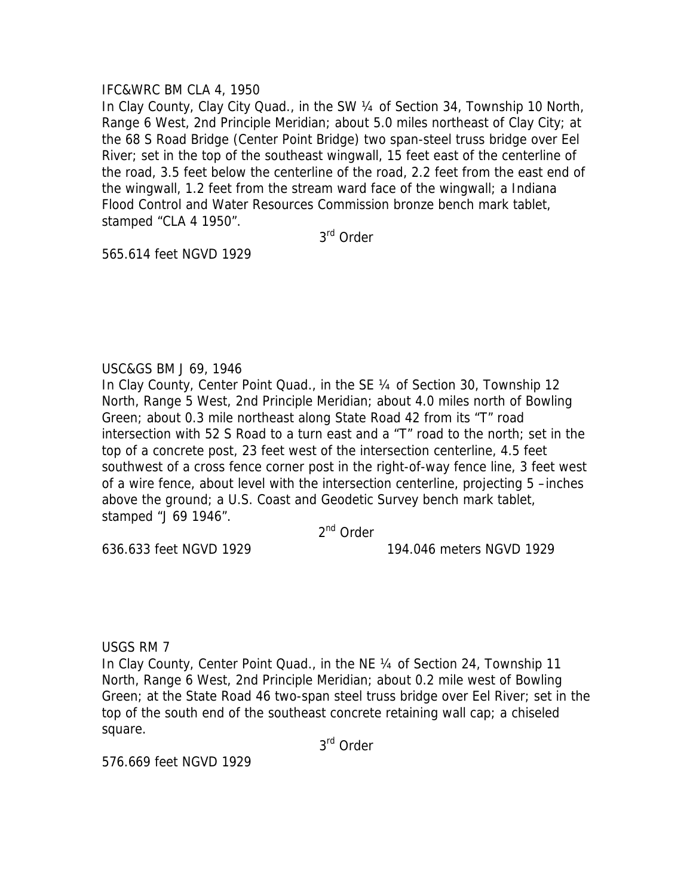IFC&WRC BM CLA 4, 1950

In Clay County, Clay City Quad., in the SW ¼ of Section 34, Township 10 North, Range 6 West, 2nd Principle Meridian; about 5.0 miles northeast of Clay City; at the 68 S Road Bridge (Center Point Bridge) two span-steel truss bridge over Eel River; set in the top of the southeast wingwall, 15 feet east of the centerline of the road, 3.5 feet below the centerline of the road, 2.2 feet from the east end of the wingwall, 1.2 feet from the stream ward face of the wingwall; a Indiana Flood Control and Water Resources Commission bronze bench mark tablet, stamped "CLA 4 1950".

3rd Order

565.614 feet NGVD 1929

USC&GS BM J 69, 1946

In Clay County, Center Point Quad., in the SE ¼ of Section 30, Township 12 North, Range 5 West, 2nd Principle Meridian; about 4.0 miles north of Bowling Green; about 0.3 mile northeast along State Road 42 from its "T" road intersection with 52 S Road to a turn east and a "T" road to the north; set in the top of a concrete post, 23 feet west of the intersection centerline, 4.5 feet southwest of a cross fence corner post in the right-of-way fence line, 3 feet west of a wire fence, about level with the intersection centerline, projecting 5 –inches above the ground; a U.S. Coast and Geodetic Survey bench mark tablet, stamped "J 69 1946".

2nd Order

636.633 feet NGVD 1929 194.046 meters NGVD 1929

USGS RM 7

In Clay County, Center Point Quad., in the NE ¼ of Section 24, Township 11 North, Range 6 West, 2nd Principle Meridian; about 0.2 mile west of Bowling Green; at the State Road 46 two-span steel truss bridge over Eel River; set in the top of the south end of the southeast concrete retaining wall cap; a chiseled square.

3rd Order

576.669 feet NGVD 1929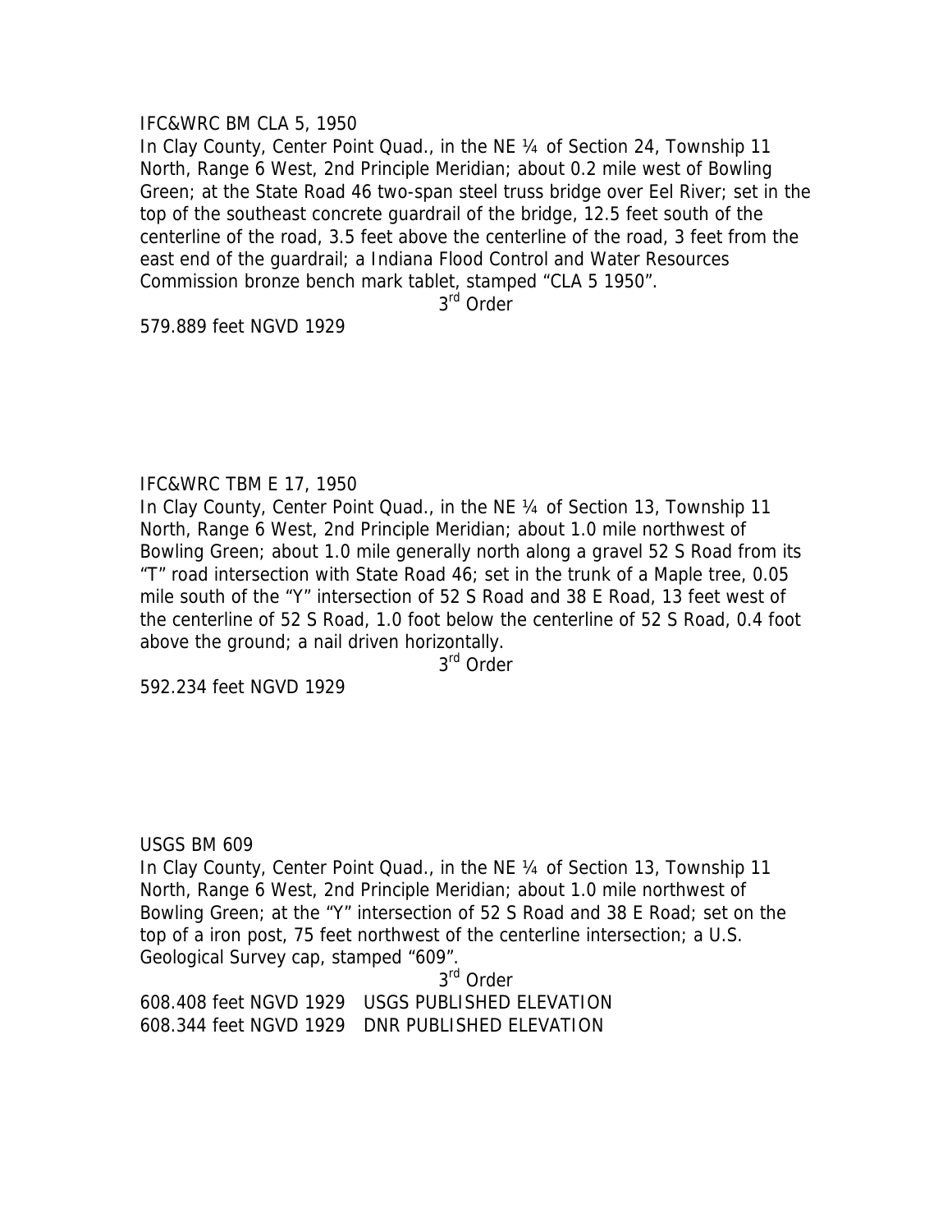IFC&WRC BM CLA 5, 1950

In Clay County, Center Point Quad., in the NE ¼ of Section 24, Township 11 North, Range 6 West, 2nd Principle Meridian; about 0.2 mile west of Bowling Green; at the State Road 46 two-span steel truss bridge over Eel River; set in the top of the southeast concrete guardrail of the bridge, 12.5 feet south of the centerline of the road, 3.5 feet above the centerline of the road, 3 feet from the east end of the guardrail; a Indiana Flood Control and Water Resources Commission bronze bench mark tablet, stamped "CLA 5 1950".

3rd Order

579.889 feet NGVD 1929

IFC&WRC TBM E 17, 1950

In Clay County, Center Point Quad., in the NE ¼ of Section 13, Township 11 North, Range 6 West, 2nd Principle Meridian; about 1.0 mile northwest of Bowling Green; about 1.0 mile generally north along a gravel 52 S Road from its "T" road intersection with State Road 46; set in the trunk of a Maple tree, 0.05 mile south of the "Y" intersection of 52 S Road and 38 E Road, 13 feet west of the centerline of 52 S Road, 1.0 foot below the centerline of 52 S Road, 0.4 foot above the ground; a nail driven horizontally.

3rd Order

592.234 feet NGVD 1929

USGS BM 609

In Clay County, Center Point Quad., in the NE ¼ of Section 13, Township 11 North, Range 6 West, 2nd Principle Meridian; about 1.0 mile northwest of Bowling Green; at the "Y" intersection of 52 S Road and 38 E Road; set on the top of a iron post, 75 feet northwest of the centerline intersection; a U.S. Geological Survey cap, stamped "609".

3rd Order

608.408 feet NGVD 1929 USGS PUBLISHED ELEVATION
608.344 feet NGVD 1929 DNR PUBLISHED ELEVATION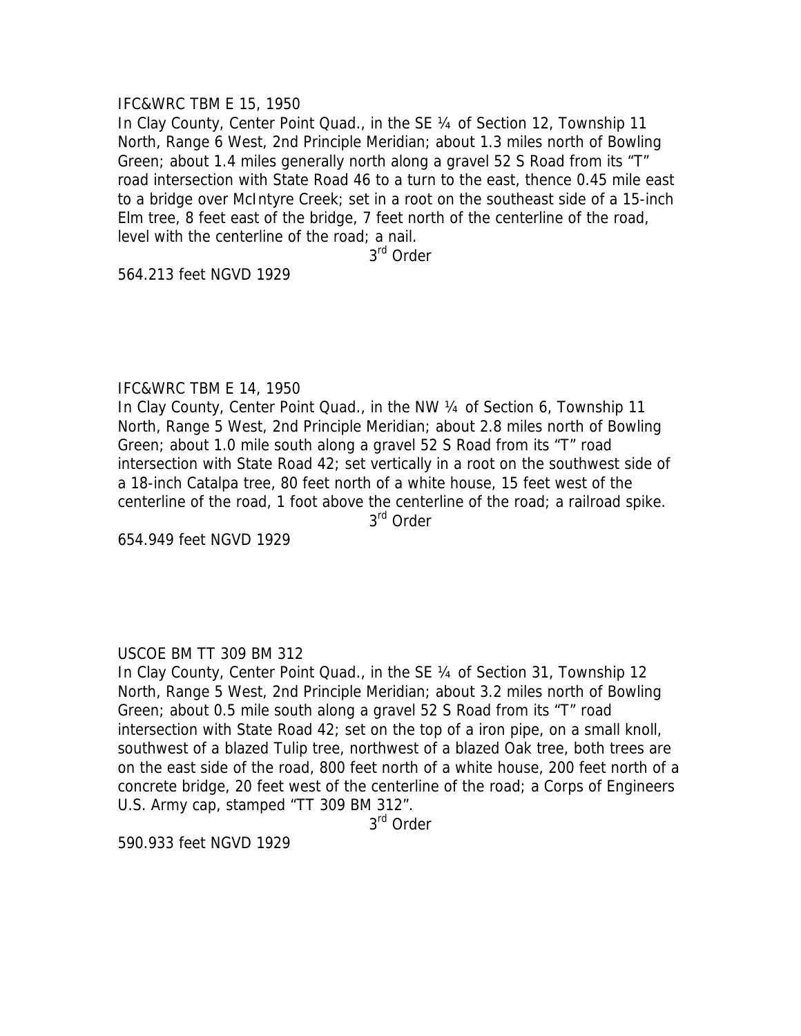IFC&WRC TBM E 15, 1950

In Clay County, Center Point Quad., in the SE ¼ of Section 12, Township 11 North, Range 6 West, 2nd Principle Meridian; about 1.3 miles north of Bowling Green; about 1.4 miles generally north along a gravel 52 S Road from its "T" road intersection with State Road 46 to a turn to the east, thence 0.45 mile east to a bridge over McIntyre Creek; set in a root on the southeast side of a 15-inch Elm tree, 8 feet east of the bridge, 7 feet north of the centerline of the road, level with the centerline of the road; a nail.

3rd Order

564.213 feet NGVD 1929

IFC&WRC TBM E 14, 1950

In Clay County, Center Point Quad., in the NW ¼ of Section 6, Township 11 North, Range 5 West, 2nd Principle Meridian; about 2.8 miles north of Bowling Green; about 1.0 mile south along a gravel 52 S Road from its "T" road intersection with State Road 42; set vertically in a root on the southwest side of a 18-inch Catalpa tree, 80 feet north of a white house, 15 feet west of the centerline of the road, 1 foot above the centerline of the road; a railroad spike.

3rd Order

654.949 feet NGVD 1929

USCOE BM TT 309 BM 312

In Clay County, Center Point Quad., in the SE ¼ of Section 31, Township 12 North, Range 5 West, 2nd Principle Meridian; about 3.2 miles north of Bowling Green; about 0.5 mile south along a gravel 52 S Road from its "T" road intersection with State Road 42; set on the top of a iron pipe, on a small knoll, southwest of a blazed Tulip tree, northwest of a blazed Oak tree, both trees are on the east side of the road, 800 feet north of a white house, 200 feet north of a concrete bridge, 20 feet west of the centerline of the road; a Corps of Engineers U.S. Army cap, stamped "TT 309 BM 312".

3rd Order

590.933 feet NGVD 1929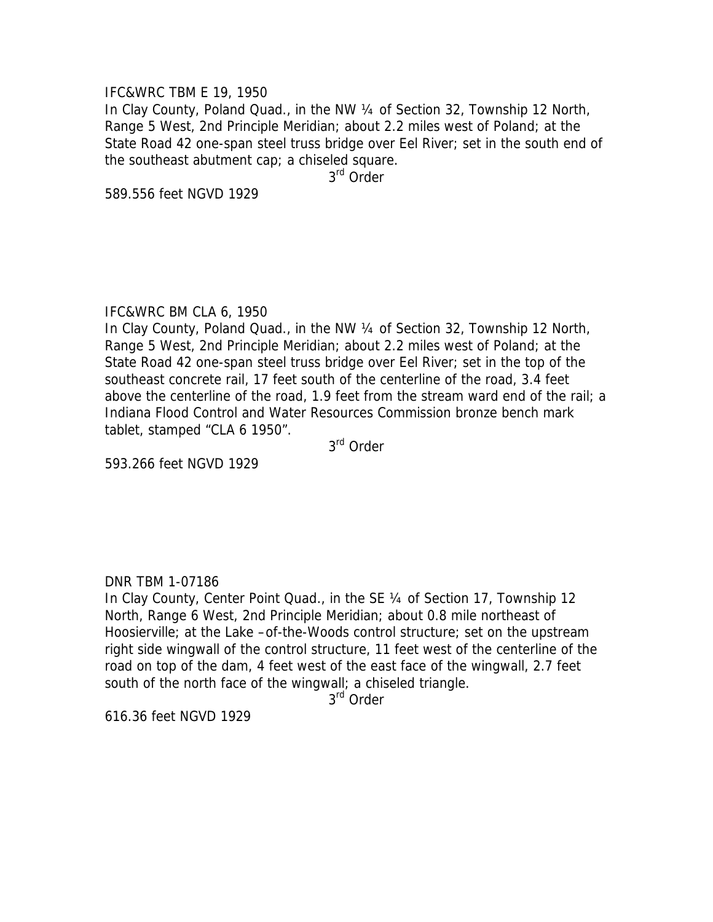IFC&WRC TBM E 19, 1950

In Clay County, Poland Quad., in the NW ¼ of Section 32, Township 12 North, Range 5 West, 2nd Principle Meridian; about 2.2 miles west of Poland; at the State Road 42 one-span steel truss bridge over Eel River; set in the south end of the southeast abutment cap; a chiseled square.

3rd Order

589.556 feet NGVD 1929

IFC&WRC BM CLA 6, 1950

In Clay County, Poland Quad., in the NW ¼ of Section 32, Township 12 North, Range 5 West, 2nd Principle Meridian; about 2.2 miles west of Poland; at the State Road 42 one-span steel truss bridge over Eel River; set in the top of the southeast concrete rail, 17 feet south of the centerline of the road, 3.4 feet above the centerline of the road, 1.9 feet from the stream ward end of the rail; a Indiana Flood Control and Water Resources Commission bronze bench mark tablet, stamped "CLA 6 1950".

3rd Order

593.266 feet NGVD 1929

DNR TBM 1-07186

In Clay County, Center Point Quad., in the SE ¼ of Section 17, Township 12 North, Range 6 West, 2nd Principle Meridian; about 0.8 mile northeast of Hoosierville; at the Lake –of-the-Woods control structure; set on the upstream right side wingwall of the control structure, 11 feet west of the centerline of the road on top of the dam, 4 feet west of the east face of the wingwall, 2.7 feet south of the north face of the wingwall; a chiseled triangle.

3rd Order

616.36 feet NGVD 1929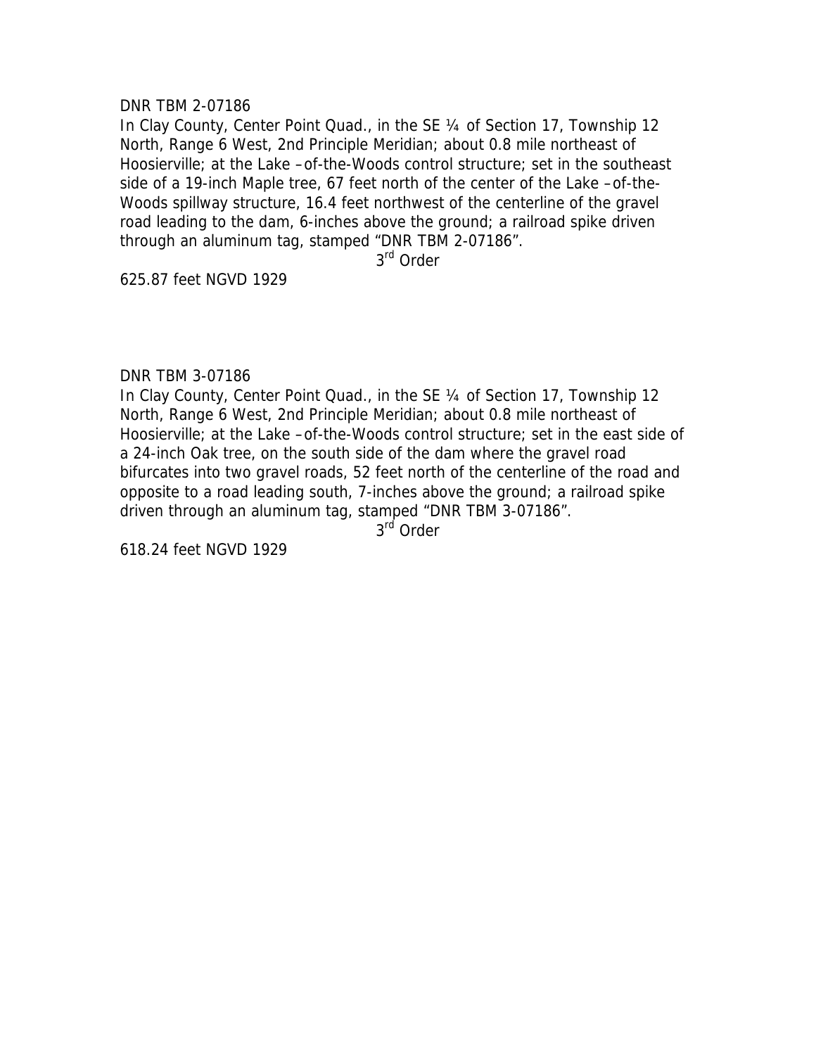DNR TBM 2-07186

In Clay County, Center Point Quad., in the SE ¼ of Section 17, Township 12 North, Range 6 West, 2nd Principle Meridian; about 0.8 mile northeast of Hoosierville; at the Lake –of-the-Woods control structure; set in the southeast side of a 19-inch Maple tree, 67 feet north of the center of the Lake –of-the-Woods spillway structure, 16.4 feet northwest of the centerline of the gravel road leading to the dam, 6-inches above the ground; a railroad spike driven through an aluminum tag, stamped "DNR TBM 2-07186".

3rd Order

625.87 feet NGVD 1929

DNR TBM 3-07186

In Clay County, Center Point Quad., in the SE ¼ of Section 17, Township 12 North, Range 6 West, 2nd Principle Meridian; about 0.8 mile northeast of Hoosierville; at the Lake –of-the-Woods control structure; set in the east side of a 24-inch Oak tree, on the south side of the dam where the gravel road bifurcates into two gravel roads, 52 feet north of the centerline of the road and opposite to a road leading south, 7-inches above the ground; a railroad spike driven through an aluminum tag, stamped "DNR TBM 3-07186".

3rd Order

618.24 feet NGVD 1929